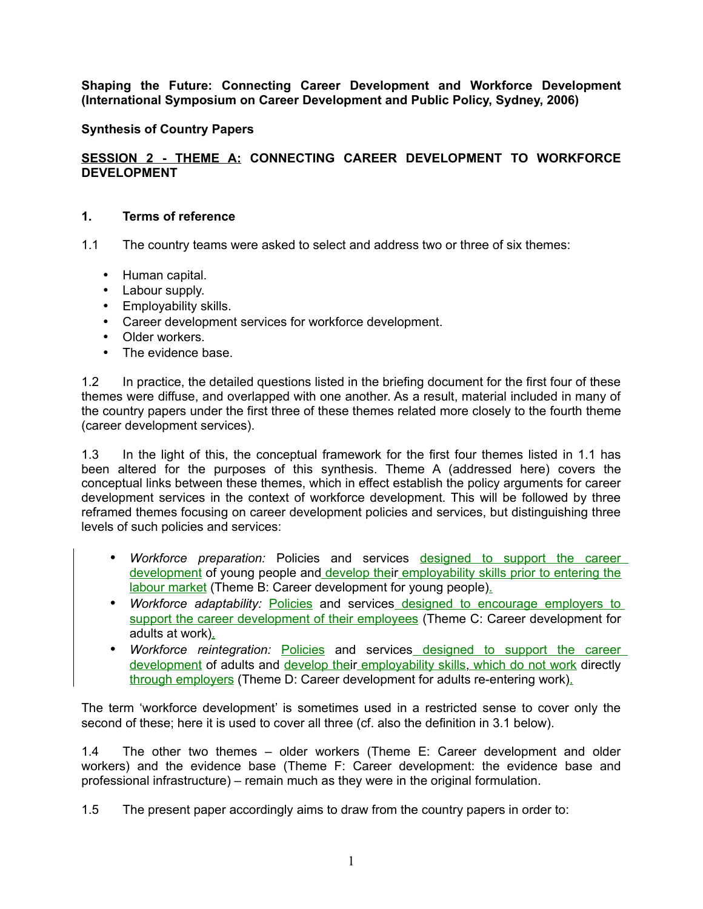**Shaping the Future: Connecting Career Development and Workforce Development (International Symposium on Career Development and Public Policy, Sydney, 2006)**

**Synthesis of Country Papers**

**SESSION 2 - THEME A: CONNECTING CAREER DEVELOPMENT TO WORKFORCE DEVELOPMENT**

## 1. Terms of reference

1.1 The country teams were asked to select and address two or three of six themes:

- Human capital.
- Labour supply.
- Employability skills.
- Career development services for workforce development.
- Older workers.
- The evidence base.

1.2 In practice, the detailed questions listed in the briefing document for the first four of these themes were diffuse, and overlapped with one another. As a result, material included in many of the country papers under the first three of these themes related more closely to the fourth theme (career development services).

1.3 In the light of this, the conceptual framework for the first four themes listed in 1.1 has been altered for the purposes of this synthesis. Theme A (addressed here) covers the conceptual links between these themes, which in effect establish the policy arguments for career development services in the context of workforce development. This will be followed by three reframed themes focusing on career development policies and services, but distinguishing three levels of such policies and services:

- *Workforce preparation:* Policies and services designed to support the career development of young people and develop their employability skills prior to entering the labour market (Theme B: Career development for young people).
- *Workforce adaptability:* Policies and services designed to encourage employers to support the career development of their employees (Theme C: Career development for adults at work).
- *Workforce reintegration:* Policies and services designed to support the career development of adults and develop their employability skills, which do not work directly through employers (Theme D: Career development for adults re-entering work).

The term 'workforce development' is sometimes used in a restricted sense to cover only the second of these; here it is used to cover all three (cf. also the definition in 3.1 below).

1.4 The other two themes – older workers (Theme E: Career development and older workers) and the evidence base (Theme F: Career development: the evidence base and professional infrastructure) – remain much as they were in the original formulation.

1.5 The present paper accordingly aims to draw from the country papers in order to: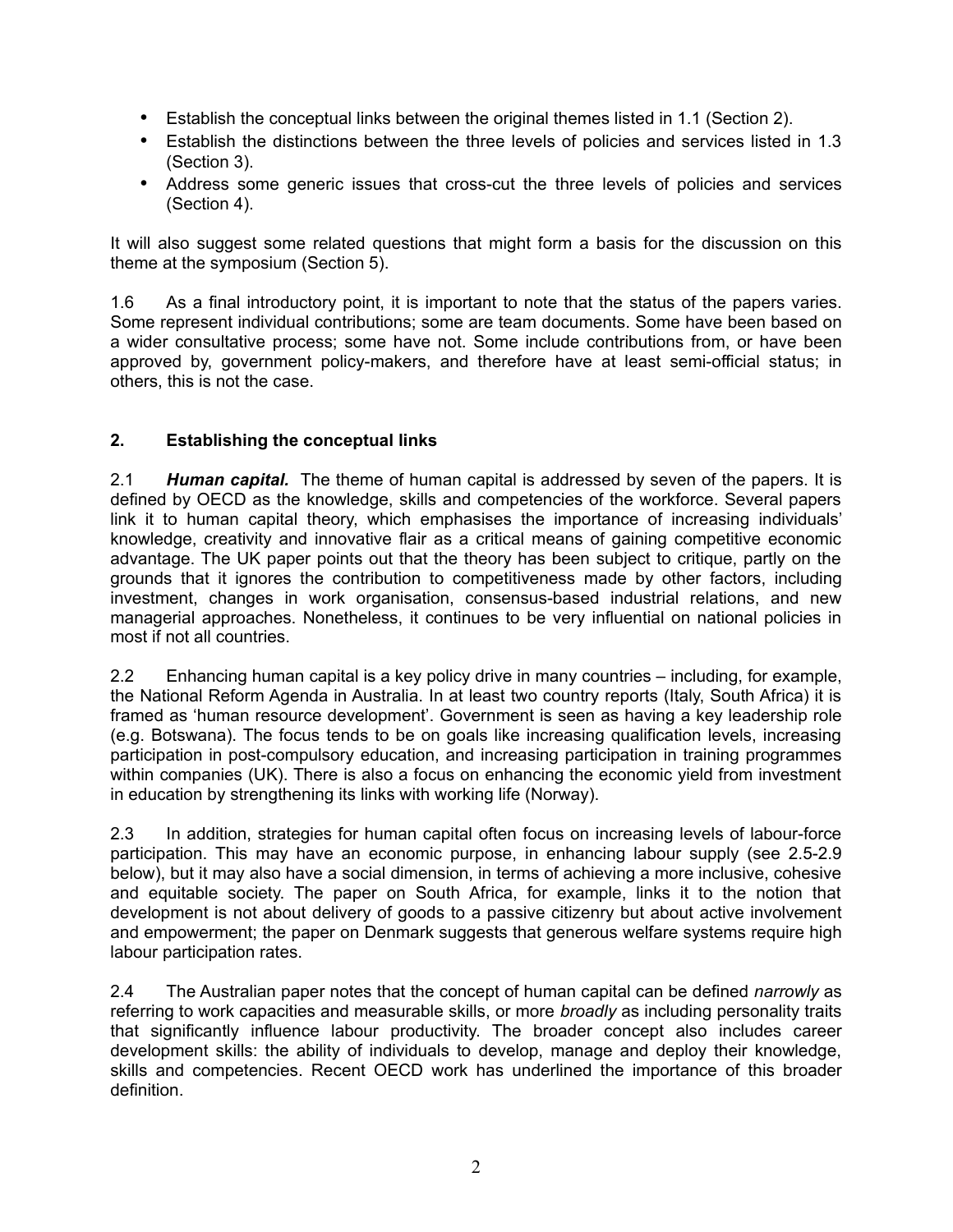- Establish the conceptual links between the original themes listed in 1.1 (Section 2).
- Establish the distinctions between the three levels of policies and services listed in 1.3 (Section 3).
- Address some generic issues that cross-cut the three levels of policies and services (Section 4).

It will also suggest some related questions that might form a basis for the discussion on this theme at the symposium (Section 5).

1.6 As a final introductory point, it is important to note that the status of the papers varies. Some represent individual contributions; some are team documents. Some have been based on a wider consultative process; some have not. Some include contributions from, or have been approved by, government policy-makers, and therefore have at least semi-official status; in others, this is not the case.

## 2. Establishing the conceptual links

2.1 ***Human capital.*** The theme of human capital is addressed by seven of the papers. It is defined by OECD as the knowledge, skills and competencies of the workforce. Several papers link it to human capital theory, which emphasises the importance of increasing individuals' knowledge, creativity and innovative flair as a critical means of gaining competitive economic advantage. The UK paper points out that the theory has been subject to critique, partly on the grounds that it ignores the contribution to competitiveness made by other factors, including investment, changes in work organisation, consensus-based industrial relations, and new managerial approaches. Nonetheless, it continues to be very influential on national policies in most if not all countries.

2.2 Enhancing human capital is a key policy drive in many countries – including, for example, the National Reform Agenda in Australia. In at least two country reports (Italy, South Africa) it is framed as 'human resource development'. Government is seen as having a key leadership role (e.g. Botswana). The focus tends to be on goals like increasing qualification levels, increasing participation in post-compulsory education, and increasing participation in training programmes within companies (UK). There is also a focus on enhancing the economic yield from investment in education by strengthening its links with working life (Norway).

2.3 In addition, strategies for human capital often focus on increasing levels of labour-force participation. This may have an economic purpose, in enhancing labour supply (see 2.5-2.9 below), but it may also have a social dimension, in terms of achieving a more inclusive, cohesive and equitable society. The paper on South Africa, for example, links it to the notion that development is not about delivery of goods to a passive citizenry but about active involvement and empowerment; the paper on Denmark suggests that generous welfare systems require high labour participation rates.

2.4 The Australian paper notes that the concept of human capital can be defined *narrowly* as referring to work capacities and measurable skills, or more *broadly* as including personality traits that significantly influence labour productivity. The broader concept also includes career development skills: the ability of individuals to develop, manage and deploy their knowledge, skills and competencies. Recent OECD work has underlined the importance of this broader definition.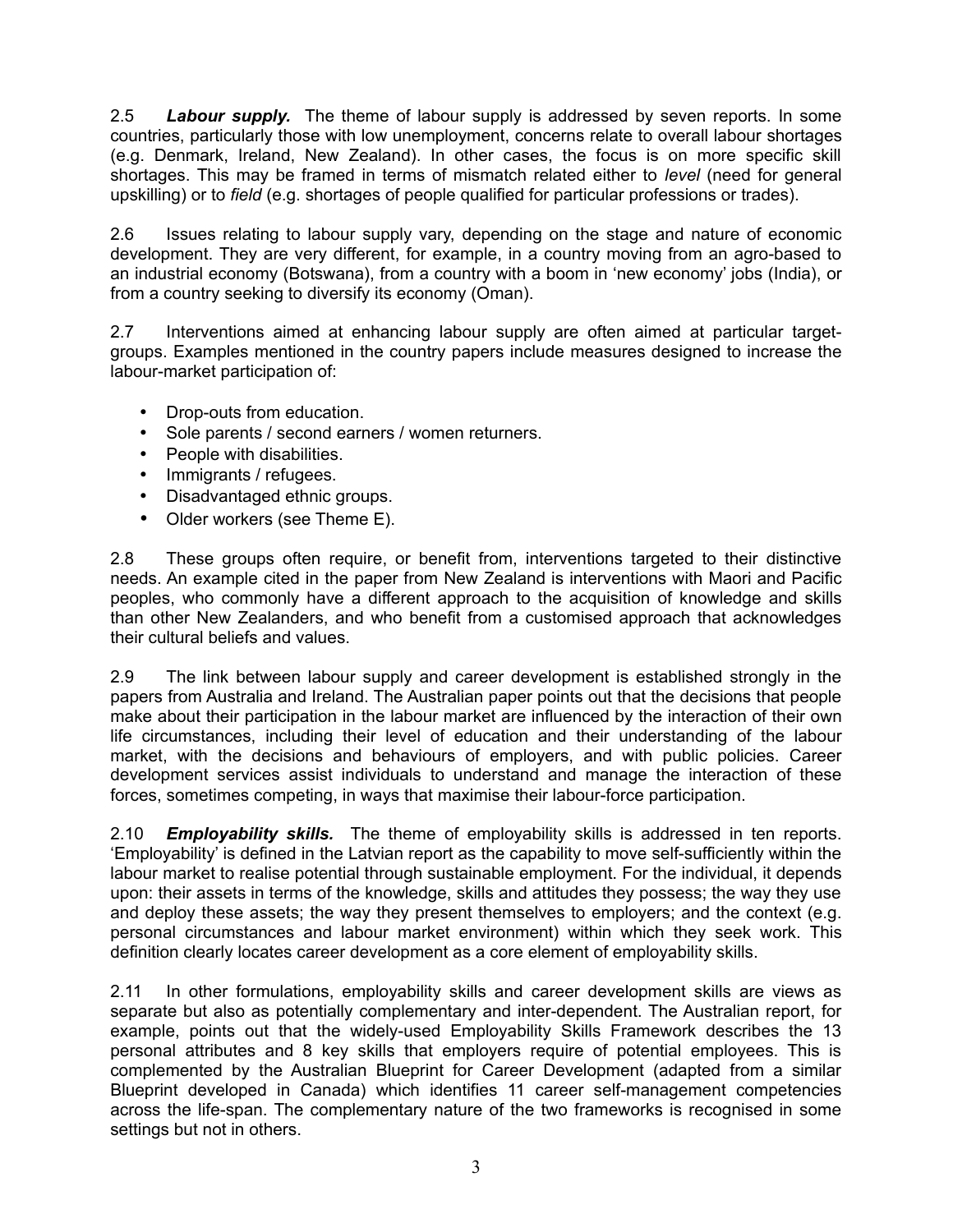2.5 ***Labour supply.*** The theme of labour supply is addressed by seven reports. In some countries, particularly those with low unemployment, concerns relate to overall labour shortages (e.g. Denmark, Ireland, New Zealand). In other cases, the focus is on more specific skill shortages. This may be framed in terms of mismatch related either to *level* (need for general upskilling) or to *field* (e.g. shortages of people qualified for particular professions or trades).

2.6 Issues relating to labour supply vary, depending on the stage and nature of economic development. They are very different, for example, in a country moving from an agro-based to an industrial economy (Botswana), from a country with a boom in 'new economy' jobs (India), or from a country seeking to diversify its economy (Oman).

2.7 Interventions aimed at enhancing labour supply are often aimed at particular target-groups. Examples mentioned in the country papers include measures designed to increase the labour-market participation of:

- Drop-outs from education.
- Sole parents / second earners / women returners.
- People with disabilities.
- Immigrants / refugees.
- Disadvantaged ethnic groups.
- Older workers (see Theme E).

2.8 These groups often require, or benefit from, interventions targeted to their distinctive needs. An example cited in the paper from New Zealand is interventions with Maori and Pacific peoples, who commonly have a different approach to the acquisition of knowledge and skills than other New Zealanders, and who benefit from a customised approach that acknowledges their cultural beliefs and values.

2.9 The link between labour supply and career development is established strongly in the papers from Australia and Ireland. The Australian paper points out that the decisions that people make about their participation in the labour market are influenced by the interaction of their own life circumstances, including their level of education and their understanding of the labour market, with the decisions and behaviours of employers, and with public policies. Career development services assist individuals to understand and manage the interaction of these forces, sometimes competing, in ways that maximise their labour-force participation.

2.10 ***Employability skills.*** The theme of employability skills is addressed in ten reports. 'Employability' is defined in the Latvian report as the capability to move self-sufficiently within the labour market to realise potential through sustainable employment. For the individual, it depends upon: their assets in terms of the knowledge, skills and attitudes they possess; the way they use and deploy these assets; the way they present themselves to employers; and the context (e.g. personal circumstances and labour market environment) within which they seek work. This definition clearly locates career development as a core element of employability skills.

2.11 In other formulations, employability skills and career development skills are views as separate but also as potentially complementary and inter-dependent. The Australian report, for example, points out that the widely-used Employability Skills Framework describes the 13 personal attributes and 8 key skills that employers require of potential employees. This is complemented by the Australian Blueprint for Career Development (adapted from a similar Blueprint developed in Canada) which identifies 11 career self-management competencies across the life-span. The complementary nature of the two frameworks is recognised in some settings but not in others.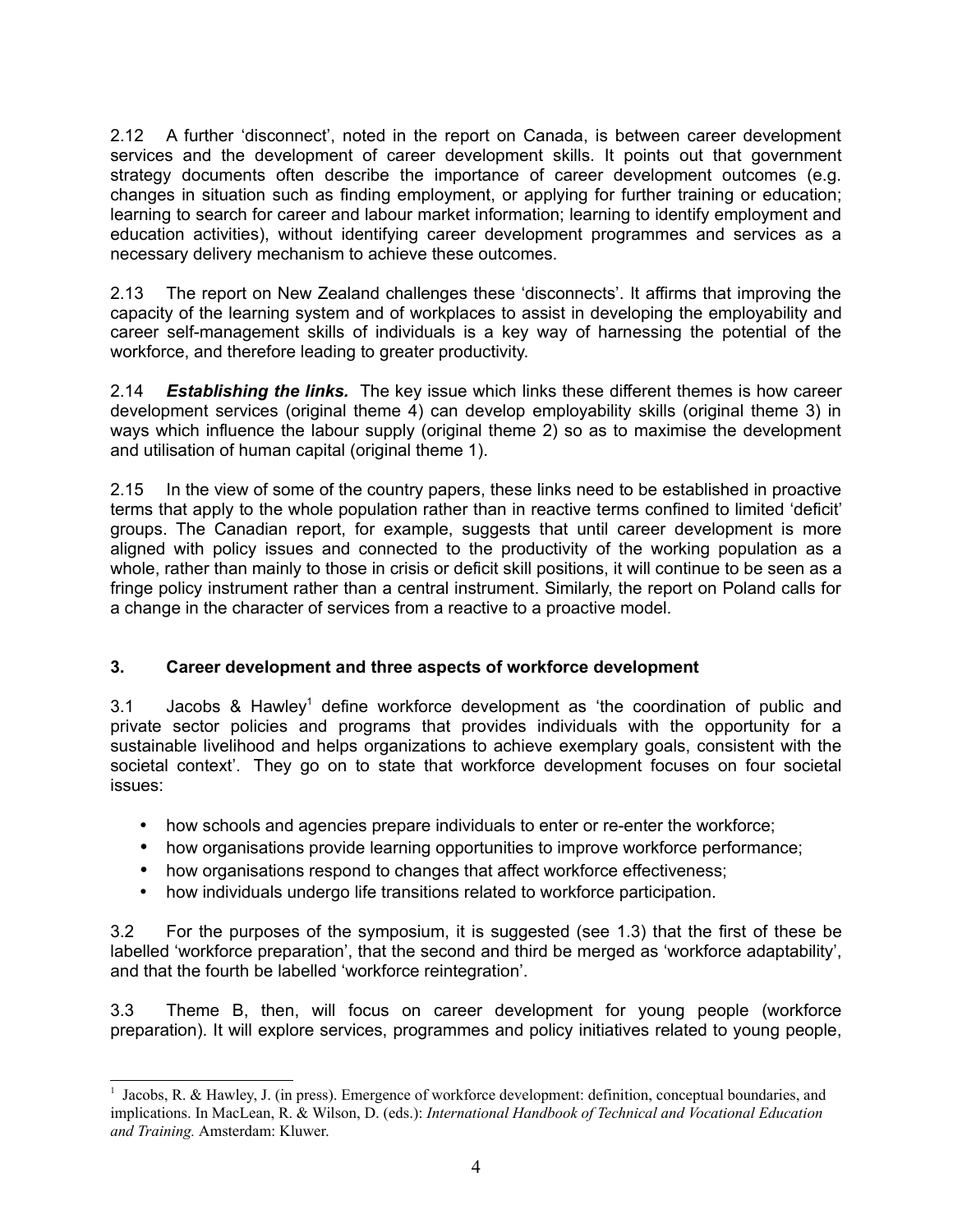2.12 A further 'disconnect', noted in the report on Canada, is between career development services and the development of career development skills. It points out that government strategy documents often describe the importance of career development outcomes (e.g. changes in situation such as finding employment, or applying for further training or education; learning to search for career and labour market information; learning to identify employment and education activities), without identifying career development programmes and services as a necessary delivery mechanism to achieve these outcomes.

2.13 The report on New Zealand challenges these 'disconnects'. It affirms that improving the capacity of the learning system and of workplaces to assist in developing the employability and career self-management skills of individuals is a key way of harnessing the potential of the workforce, and therefore leading to greater productivity.

2.14 ***Establishing the links.*** The key issue which links these different themes is how career development services (original theme 4) can develop employability skills (original theme 3) in ways which influence the labour supply (original theme 2) so as to maximise the development and utilisation of human capital (original theme 1).

2.15 In the view of some of the country papers, these links need to be established in proactive terms that apply to the whole population rather than in reactive terms confined to limited 'deficit' groups. The Canadian report, for example, suggests that until career development is more aligned with policy issues and connected to the productivity of the working population as a whole, rather than mainly to those in crisis or deficit skill positions, it will continue to be seen as a fringe policy instrument rather than a central instrument. Similarly, the report on Poland calls for a change in the character of services from a reactive to a proactive model.

## 3. Career development and three aspects of workforce development

3.1 Jacobs & Hawley[1] define workforce development as 'the coordination of public and private sector policies and programs that provides individuals with the opportunity for a sustainable livelihood and helps organizations to achieve exemplary goals, consistent with the societal context'. They go on to state that workforce development focuses on four societal issues:

- how schools and agencies prepare individuals to enter or re-enter the workforce;
- how organisations provide learning opportunities to improve workforce performance;
- how organisations respond to changes that affect workforce effectiveness;
- how individuals undergo life transitions related to workforce participation.

3.2 For the purposes of the symposium, it is suggested (see 1.3) that the first of these be labelled 'workforce preparation', that the second and third be merged as 'workforce adaptability', and that the fourth be labelled 'workforce reintegration'.

3.3 Theme B, then, will focus on career development for young people (workforce preparation). It will explore services, programmes and policy initiatives related to young people,

[1] Jacobs, R. & Hawley, J. (in press). Emergence of workforce development: definition, conceptual boundaries, and implications. In MacLean, R. & Wilson, D. (eds.): *International Handbook of Technical and Vocational Education and Training.* Amsterdam: Kluwer.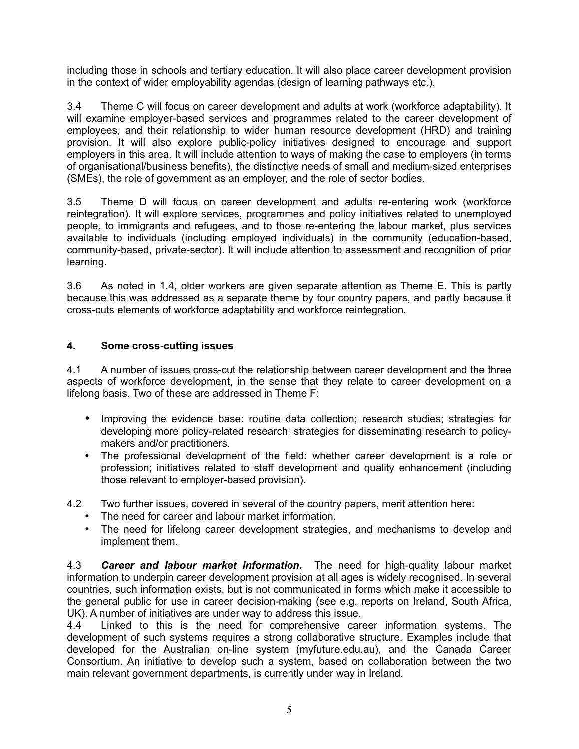including those in schools and tertiary education. It will also place career development provision in the context of wider employability agendas (design of learning pathways etc.).

3.4 Theme C will focus on career development and adults at work (workforce adaptability). It will examine employer-based services and programmes related to the career development of employees, and their relationship to wider human resource development (HRD) and training provision. It will also explore public-policy initiatives designed to encourage and support employers in this area. It will include attention to ways of making the case to employers (in terms of organisational/business benefits), the distinctive needs of small and medium-sized enterprises (SMEs), the role of government as an employer, and the role of sector bodies.

3.5 Theme D will focus on career development and adults re-entering work (workforce reintegration). It will explore services, programmes and policy initiatives related to unemployed people, to immigrants and refugees, and to those re-entering the labour market, plus services available to individuals (including employed individuals) in the community (education-based, community-based, private-sector). It will include attention to assessment and recognition of prior learning.

3.6 As noted in 1.4, older workers are given separate attention as Theme E. This is partly because this was addressed as a separate theme by four country papers, and partly because it cross-cuts elements of workforce adaptability and workforce reintegration.

## 4. Some cross-cutting issues

4.1 A number of issues cross-cut the relationship between career development and the three aspects of workforce development, in the sense that they relate to career development on a lifelong basis. Two of these are addressed in Theme F:

- Improving the evidence base: routine data collection; research studies; strategies for developing more policy-related research; strategies for disseminating research to policy-makers and/or practitioners.
- The professional development of the field: whether career development is a role or profession; initiatives related to staff development and quality enhancement (including those relevant to employer-based provision).

4.2 Two further issues, covered in several of the country papers, merit attention here:

- The need for career and labour market information.
- The need for lifelong career development strategies, and mechanisms to develop and implement them.

4.3 ***Career and labour market information.*** The need for high-quality labour market information to underpin career development provision at all ages is widely recognised. In several countries, such information exists, but is not communicated in forms which make it accessible to the general public for use in career decision-making (see e.g. reports on Ireland, South Africa, UK). A number of initiatives are under way to address this issue.

4.4 Linked to this is the need for comprehensive career information systems. The development of such systems requires a strong collaborative structure. Examples include that developed for the Australian on-line system (myfuture.edu.au), and the Canada Career Consortium. An initiative to develop such a system, based on collaboration between the two main relevant government departments, is currently under way in Ireland.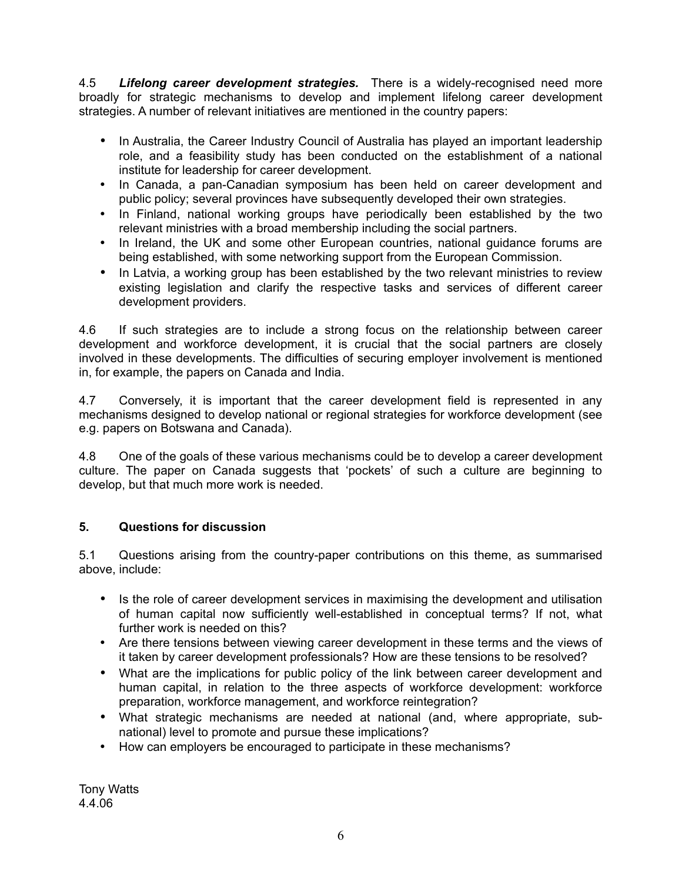4.5 ***Lifelong career development strategies.*** There is a widely-recognised need more broadly for strategic mechanisms to develop and implement lifelong career development strategies. A number of relevant initiatives are mentioned in the country papers:

- In Australia, the Career Industry Council of Australia has played an important leadership role, and a feasibility study has been conducted on the establishment of a national institute for leadership for career development.
- In Canada, a pan-Canadian symposium has been held on career development and public policy; several provinces have subsequently developed their own strategies.
- In Finland, national working groups have periodically been established by the two relevant ministries with a broad membership including the social partners.
- In Ireland, the UK and some other European countries, national guidance forums are being established, with some networking support from the European Commission.
- In Latvia, a working group has been established by the two relevant ministries to review existing legislation and clarify the respective tasks and services of different career development providers.

4.6 If such strategies are to include a strong focus on the relationship between career development and workforce development, it is crucial that the social partners are closely involved in these developments. The difficulties of securing employer involvement is mentioned in, for example, the papers on Canada and India.

4.7 Conversely, it is important that the career development field is represented in any mechanisms designed to develop national or regional strategies for workforce development (see e.g. papers on Botswana and Canada).

4.8 One of the goals of these various mechanisms could be to develop a career development culture. The paper on Canada suggests that 'pockets' of such a culture are beginning to develop, but that much more work is needed.

## 5. Questions for discussion

5.1 Questions arising from the country-paper contributions on this theme, as summarised above, include:

- Is the role of career development services in maximising the development and utilisation of human capital now sufficiently well-established in conceptual terms? If not, what further work is needed on this?
- Are there tensions between viewing career development in these terms and the views of it taken by career development professionals? How are these tensions to be resolved?
- What are the implications for public policy of the link between career development and human capital, in relation to the three aspects of workforce development: workforce preparation, workforce management, and workforce reintegration?
- What strategic mechanisms are needed at national (and, where appropriate, sub-national) level to promote and pursue these implications?
- How can employers be encouraged to participate in these mechanisms?

Tony Watts
4.4.06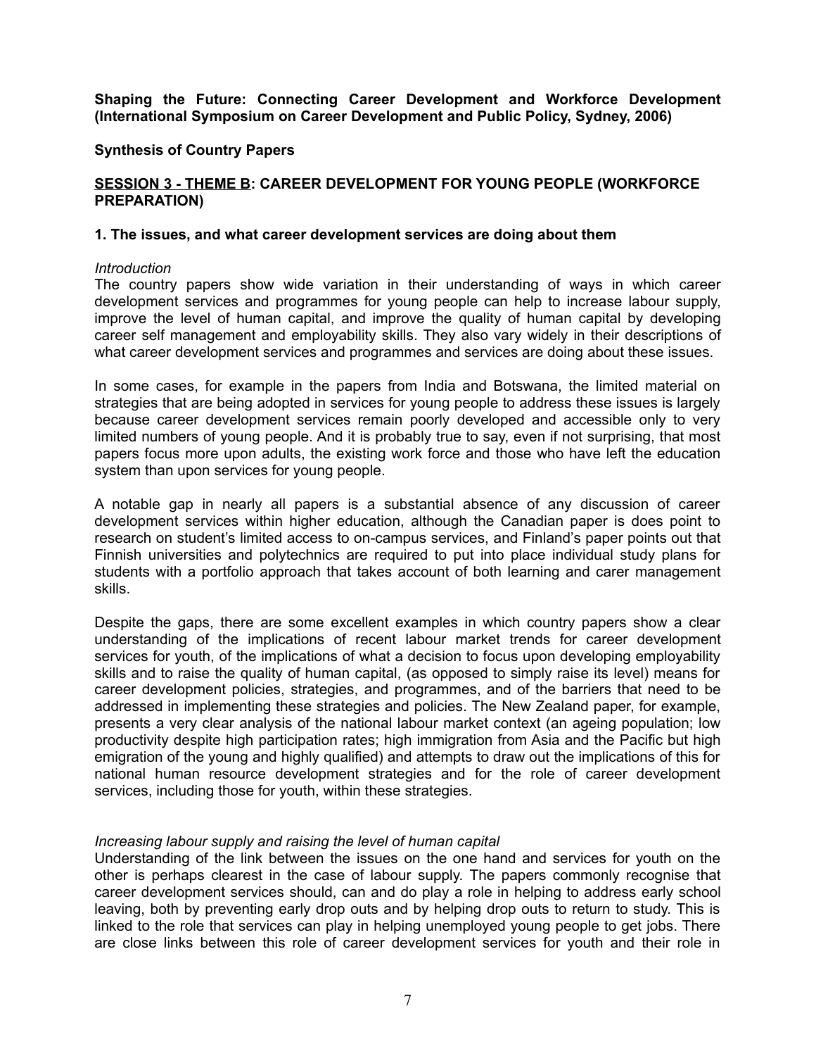**Shaping the Future: Connecting Career Development and Workforce Development (International Symposium on Career Development and Public Policy, Sydney, 2006)**

**Synthesis of Country Papers**

**<u>SESSION 3 - THEME B</u>: CAREER DEVELOPMENT FOR YOUNG PEOPLE (WORKFORCE PREPARATION)**

**1. The issues, and what career development services are doing about them**

*Introduction*

The country papers show wide variation in their understanding of ways in which career development services and programmes for young people can help to increase labour supply, improve the level of human capital, and improve the quality of human capital by developing career self management and employability skills. They also vary widely in their descriptions of what career development services and programmes and services are doing about these issues.

In some cases, for example in the papers from India and Botswana, the limited material on strategies that are being adopted in services for young people to address these issues is largely because career development services remain poorly developed and accessible only to very limited numbers of young people. And it is probably true to say, even if not surprising, that most papers focus more upon adults, the existing work force and those who have left the education system than upon services for young people.

A notable gap in nearly all papers is a substantial absence of any discussion of career development services within higher education, although the Canadian paper is does point to research on student's limited access to on-campus services, and Finland's paper points out that Finnish universities and polytechnics are required to put into place individual study plans for students with a portfolio approach that takes account of both learning and carer management skills.

Despite the gaps, there are some excellent examples in which country papers show a clear understanding of the implications of recent labour market trends for career development services for youth, of the implications of what a decision to focus upon developing employability skills and to raise the quality of human capital, (as opposed to simply raise its level) means for career development policies, strategies, and programmes, and of the barriers that need to be addressed in implementing these strategies and policies. The New Zealand paper, for example, presents a very clear analysis of the national labour market context (an ageing population; low productivity despite high participation rates; high immigration from Asia and the Pacific but high emigration of the young and highly qualified) and attempts to draw out the implications of this for national human resource development strategies and for the role of career development services, including those for youth, within these strategies.

*Increasing labour supply and raising the level of human capital*

Understanding of the link between the issues on the one hand and services for youth on the other is perhaps clearest in the case of labour supply. The papers commonly recognise that career development services should, can and do play a role in helping to address early school leaving, both by preventing early drop outs and by helping drop outs to return to study. This is linked to the role that services can play in helping unemployed young people to get jobs. There are close links between this role of career development services for youth and their role in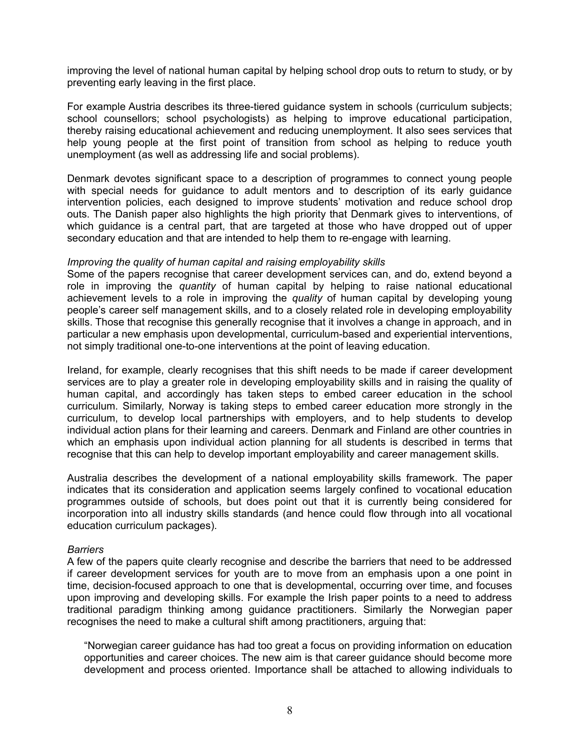improving the level of national human capital by helping school drop outs to return to study, or by preventing early leaving in the first place.

For example Austria describes its three-tiered guidance system in schools (curriculum subjects; school counsellors; school psychologists) as helping to improve educational participation, thereby raising educational achievement and reducing unemployment. It also sees services that help young people at the first point of transition from school as helping to reduce youth unemployment (as well as addressing life and social problems).

Denmark devotes significant space to a description of programmes to connect young people with special needs for guidance to adult mentors and to description of its early guidance intervention policies, each designed to improve students' motivation and reduce school drop outs. The Danish paper also highlights the high priority that Denmark gives to interventions, of which guidance is a central part, that are targeted at those who have dropped out of upper secondary education and that are intended to help them to re-engage with learning.

*Improving the quality of human capital and raising employability skills*

Some of the papers recognise that career development services can, and do, extend beyond a role in improving the *quantity* of human capital by helping to raise national educational achievement levels to a role in improving the *quality* of human capital by developing young people's career self management skills, and to a closely related role in developing employability skills. Those that recognise this generally recognise that it involves a change in approach, and in particular a new emphasis upon developmental, curriculum-based and experiential interventions, not simply traditional one-to-one interventions at the point of leaving education.

Ireland, for example, clearly recognises that this shift needs to be made if career development services are to play a greater role in developing employability skills and in raising the quality of human capital, and accordingly has taken steps to embed career education in the school curriculum. Similarly, Norway is taking steps to embed career education more strongly in the curriculum, to develop local partnerships with employers, and to help students to develop individual action plans for their learning and careers. Denmark and Finland are other countries in which an emphasis upon individual action planning for all students is described in terms that recognise that this can help to develop important employability and career management skills.

Australia describes the development of a national employability skills framework. The paper indicates that its consideration and application seems largely confined to vocational education programmes outside of schools, but does point out that it is currently being considered for incorporation into all industry skills standards (and hence could flow through into all vocational education curriculum packages).

*Barriers*

A few of the papers quite clearly recognise and describe the barriers that need to be addressed if career development services for youth are to move from an emphasis upon a one point in time, decision-focused approach to one that is developmental, occurring over time, and focuses upon improving and developing skills. For example the Irish paper points to a need to address traditional paradigm thinking among guidance practitioners. Similarly the Norwegian paper recognises the need to make a cultural shift among practitioners, arguing that:

> "Norwegian career guidance has had too great a focus on providing information on education opportunities and career choices. The new aim is that career guidance should become more development and process oriented. Importance shall be attached to allowing individuals to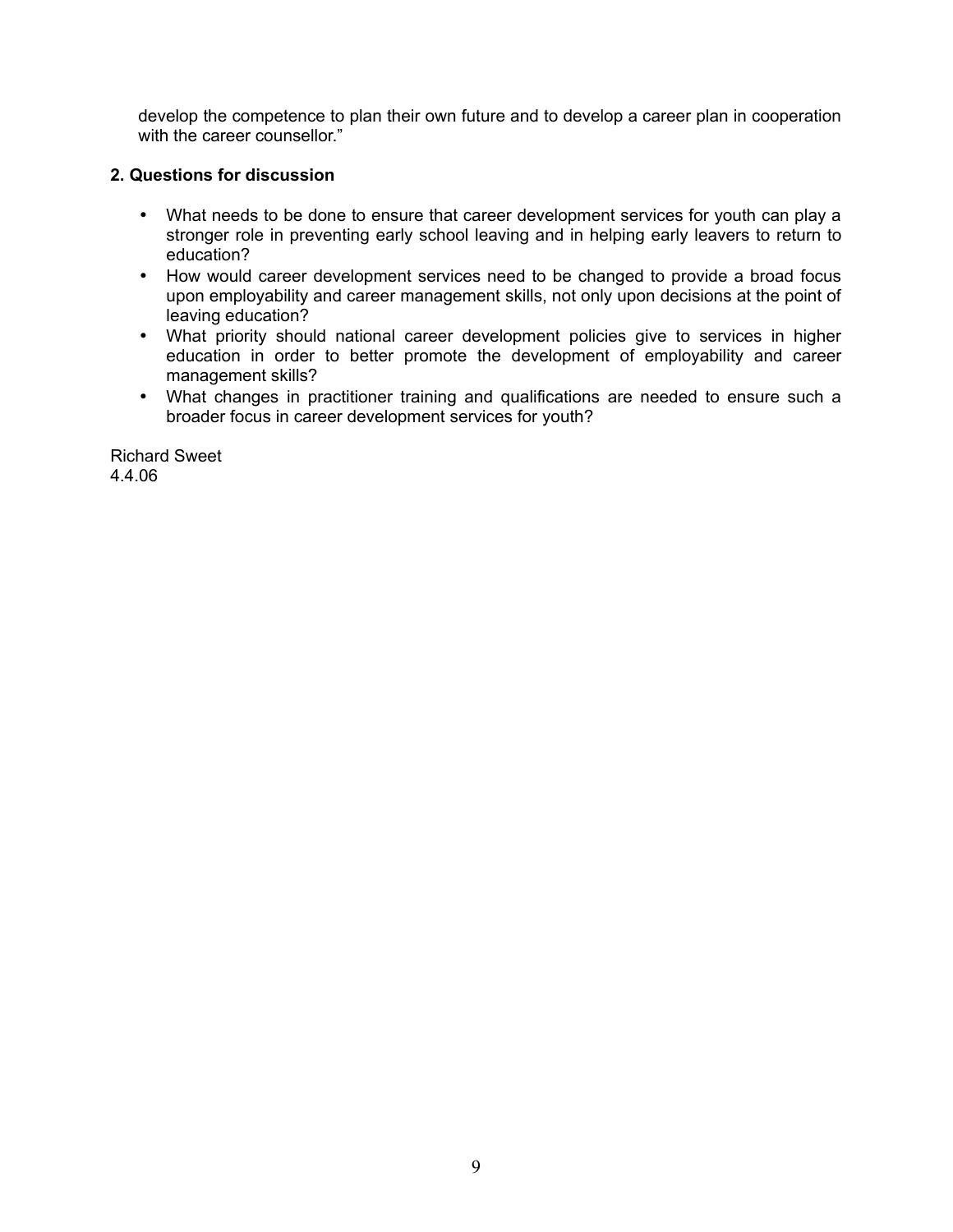develop the competence to plan their own future and to develop a career plan in cooperation with the career counsellor."

**2. Questions for discussion**

- What needs to be done to ensure that career development services for youth can play a stronger role in preventing early school leaving and in helping early leavers to return to education?
- How would career development services need to be changed to provide a broad focus upon employability and career management skills, not only upon decisions at the point of leaving education?
- What priority should national career development policies give to services in higher education in order to better promote the development of employability and career management skills?
- What changes in practitioner training and qualifications are needed to ensure such a broader focus in career development services for youth?

Richard Sweet
4.4.06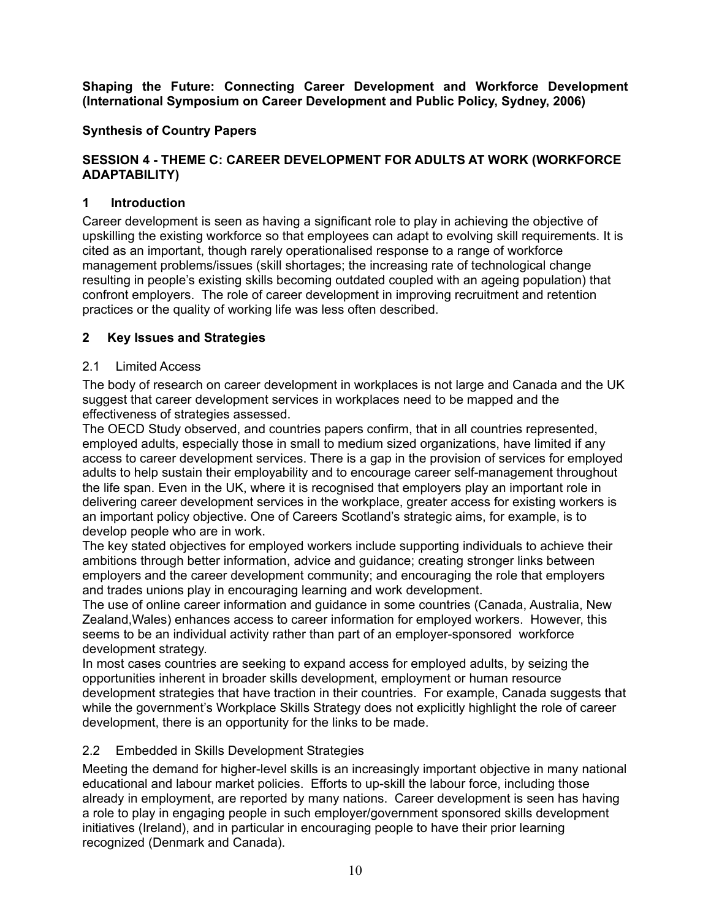**Shaping the Future: Connecting Career Development and Workforce Development (International Symposium on Career Development and Public Policy, Sydney, 2006)**

**Synthesis of Country Papers**

**SESSION 4 - THEME C: CAREER DEVELOPMENT FOR ADULTS AT WORK (WORKFORCE ADAPTABILITY)**

## 1 Introduction

Career development is seen as having a significant role to play in achieving the objective of upskilling the existing workforce so that employees can adapt to evolving skill requirements. It is cited as an important, though rarely operationalised response to a range of workforce management problems/issues (skill shortages; the increasing rate of technological change resulting in people's existing skills becoming outdated coupled with an ageing population) that confront employers. The role of career development in improving recruitment and retention practices or the quality of working life was less often described.

## 2 Key Issues and Strategies

### 2.1 Limited Access

The body of research on career development in workplaces is not large and Canada and the UK suggest that career development services in workplaces need to be mapped and the effectiveness of strategies assessed.

The OECD Study observed, and countries papers confirm, that in all countries represented, employed adults, especially those in small to medium sized organizations, have limited if any access to career development services. There is a gap in the provision of services for employed adults to help sustain their employability and to encourage career self-management throughout the life span. Even in the UK, where it is recognised that employers play an important role in delivering career development services in the workplace, greater access for existing workers is an important policy objective. One of Careers Scotland's strategic aims, for example, is to develop people who are in work.

The key stated objectives for employed workers include supporting individuals to achieve their ambitions through better information, advice and guidance; creating stronger links between employers and the career development community; and encouraging the role that employers and trades unions play in encouraging learning and work development.

The use of online career information and guidance in some countries (Canada, Australia, New Zealand,Wales) enhances access to career information for employed workers. However, this seems to be an individual activity rather than part of an employer-sponsored workforce development strategy.

In most cases countries are seeking to expand access for employed adults, by seizing the opportunities inherent in broader skills development, employment or human resource development strategies that have traction in their countries. For example, Canada suggests that while the government's Workplace Skills Strategy does not explicitly highlight the role of career development, there is an opportunity for the links to be made.

### 2.2 Embedded in Skills Development Strategies

Meeting the demand for higher-level skills is an increasingly important objective in many national educational and labour market policies. Efforts to up-skill the labour force, including those already in employment, are reported by many nations. Career development is seen has having a role to play in engaging people in such employer/government sponsored skills development initiatives (Ireland), and in particular in encouraging people to have their prior learning recognized (Denmark and Canada).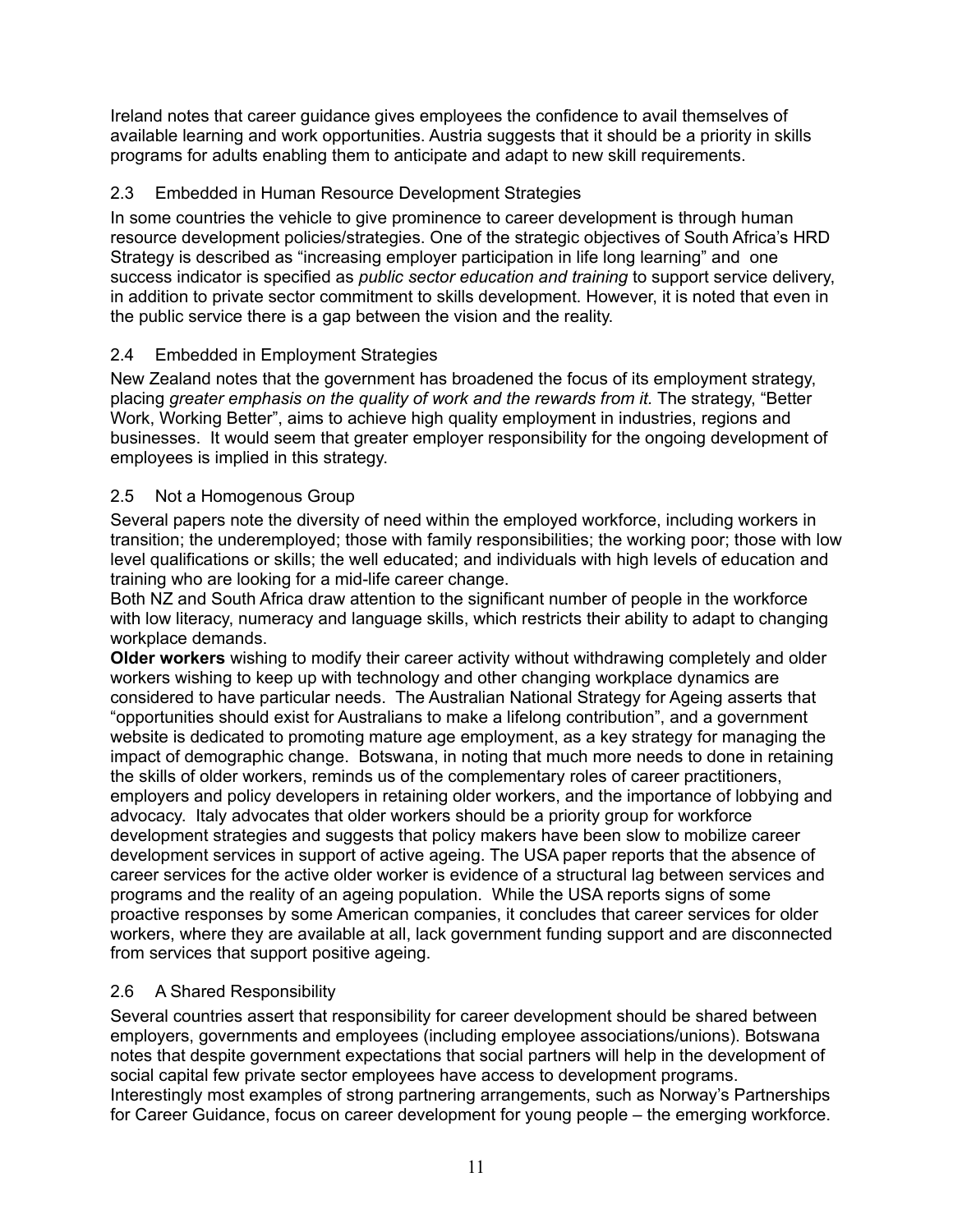Ireland notes that career guidance gives employees the confidence to avail themselves of available learning and work opportunities. Austria suggests that it should be a priority in skills programs for adults enabling them to anticipate and adapt to new skill requirements.

### 2.3 Embedded in Human Resource Development Strategies

In some countries the vehicle to give prominence to career development is through human resource development policies/strategies. One of the strategic objectives of South Africa's HRD Strategy is described as "increasing employer participation in life long learning" and one success indicator is specified as *public sector education and training* to support service delivery, in addition to private sector commitment to skills development. However, it is noted that even in the public service there is a gap between the vision and the reality.

### 2.4 Embedded in Employment Strategies

New Zealand notes that the government has broadened the focus of its employment strategy, placing *greater emphasis on the quality of work and the rewards from it.* The strategy, "Better Work, Working Better", aims to achieve high quality employment in industries, regions and businesses. It would seem that greater employer responsibility for the ongoing development of employees is implied in this strategy.

### 2.5 Not a Homogenous Group

Several papers note the diversity of need within the employed workforce, including workers in transition; the underemployed; those with family responsibilities; the working poor; those with low level qualifications or skills; the well educated; and individuals with high levels of education and training who are looking for a mid-life career change.

Both NZ and South Africa draw attention to the significant number of people in the workforce with low literacy, numeracy and language skills, which restricts their ability to adapt to changing workplace demands.

**Older workers** wishing to modify their career activity without withdrawing completely and older workers wishing to keep up with technology and other changing workplace dynamics are considered to have particular needs. The Australian National Strategy for Ageing asserts that "opportunities should exist for Australians to make a lifelong contribution", and a government website is dedicated to promoting mature age employment, as a key strategy for managing the impact of demographic change. Botswana, in noting that much more needs to done in retaining the skills of older workers, reminds us of the complementary roles of career practitioners, employers and policy developers in retaining older workers, and the importance of lobbying and advocacy. Italy advocates that older workers should be a priority group for workforce development strategies and suggests that policy makers have been slow to mobilize career development services in support of active ageing. The USA paper reports that the absence of career services for the active older worker is evidence of a structural lag between services and programs and the reality of an ageing population. While the USA reports signs of some proactive responses by some American companies, it concludes that career services for older workers, where they are available at all, lack government funding support and are disconnected from services that support positive ageing.

### 2.6 A Shared Responsibility

Several countries assert that responsibility for career development should be shared between employers, governments and employees (including employee associations/unions). Botswana notes that despite government expectations that social partners will help in the development of social capital few private sector employees have access to development programs.

Interestingly most examples of strong partnering arrangements, such as Norway's Partnerships for Career Guidance, focus on career development for young people – the emerging workforce.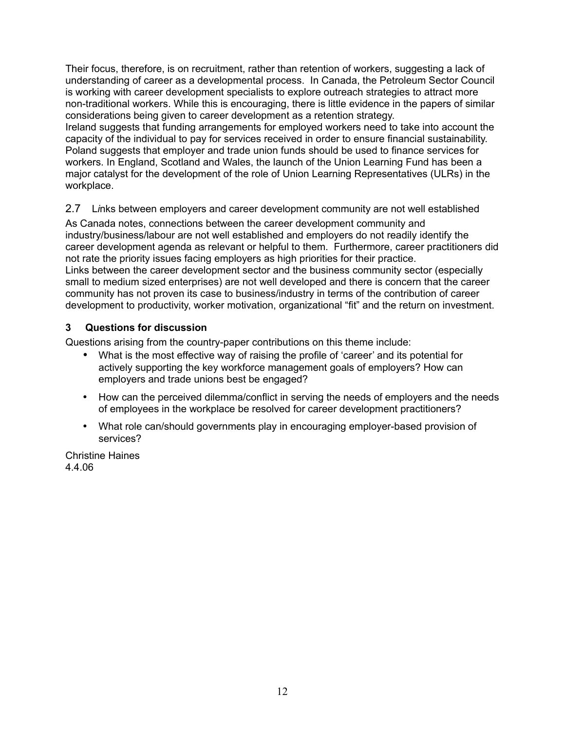Their focus, therefore, is on recruitment, rather than retention of workers, suggesting a lack of understanding of career as a developmental process. In Canada, the Petroleum Sector Council is working with career development specialists to explore outreach strategies to attract more non-traditional workers. While this is encouraging, there is little evidence in the papers of similar considerations being given to career development as a retention strategy.
Ireland suggests that funding arrangements for employed workers need to take into account the capacity of the individual to pay for services received in order to ensure financial sustainability. Poland suggests that employer and trade union funds should be used to finance services for workers. In England, Scotland and Wales, the launch of the Union Learning Fund has been a major catalyst for the development of the role of Union Learning Representatives (ULRs) in the workplace.

### 2.7 L*i*nks between employers and career development community are not well established

As Canada notes, connections between the career development community and industry/business/labour are not well established and employers do not readily identify the career development agenda as relevant or helpful to them. Furthermore, career practitioners did not rate the priority issues facing employers as high priorities for their practice.
Links between the career development sector and the business community sector (especially small to medium sized enterprises) are not well developed and there is concern that the career community has not proven its case to business/industry in terms of the contribution of career development to productivity, worker motivation, organizational "fit" and the return on investment.

## 3 Questions for discussion

Questions arising from the country-paper contributions on this theme include:

- What is the most effective way of raising the profile of 'career' and its potential for actively supporting the key workforce management goals of employers? How can employers and trade unions best be engaged?
- How can the perceived dilemma/conflict in serving the needs of employers and the needs of employees in the workplace be resolved for career development practitioners?
- What role can/should governments play in encouraging employer-based provision of services?

Christine Haines
4.4.06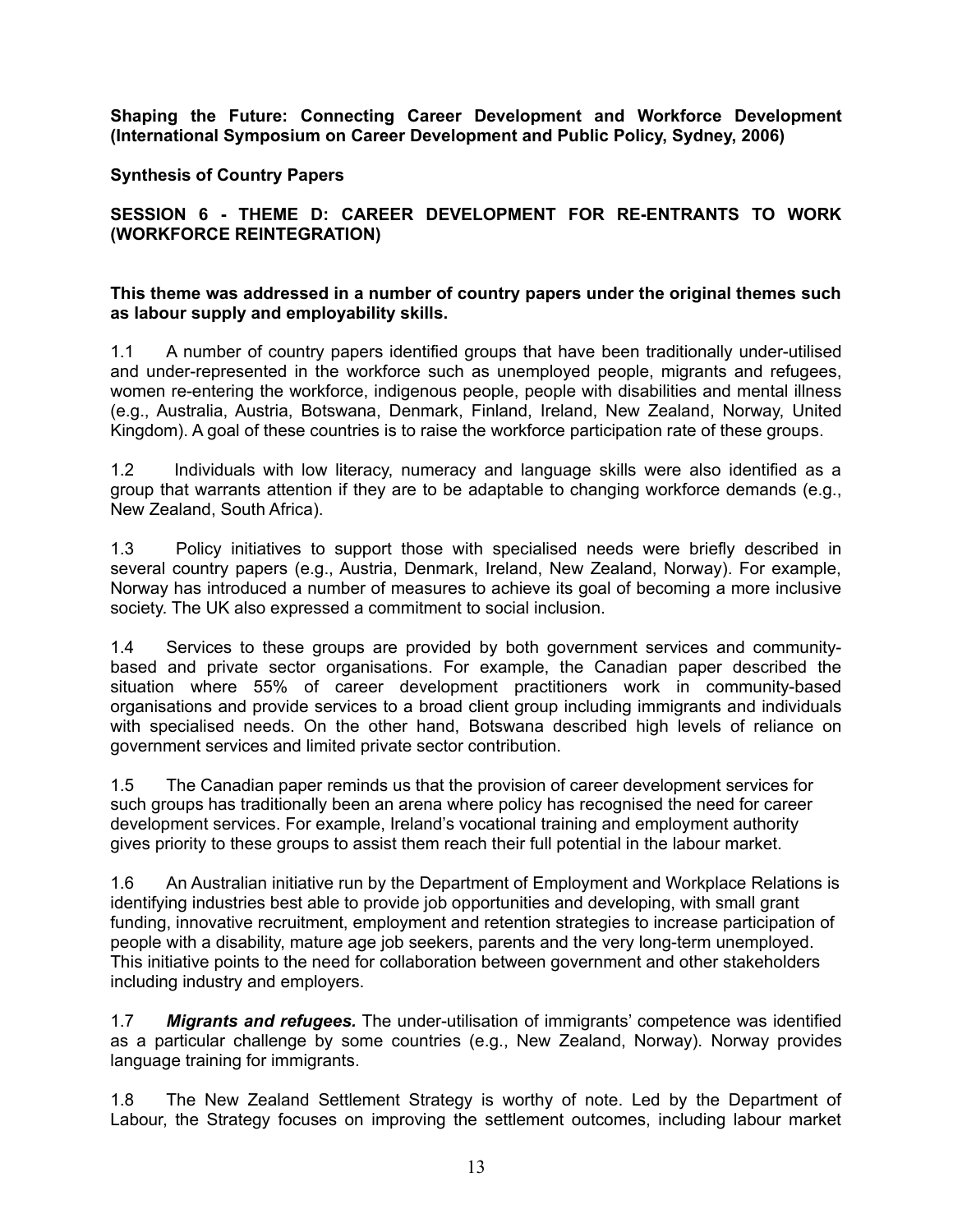**Shaping the Future: Connecting Career Development and Workforce Development (International Symposium on Career Development and Public Policy, Sydney, 2006)**

**Synthesis of Country Papers**

**SESSION 6 - THEME D: CAREER DEVELOPMENT FOR RE-ENTRANTS TO WORK (WORKFORCE REINTEGRATION)**

**This theme was addressed in a number of country papers under the original themes such as labour supply and employability skills.**

1.1 A number of country papers identified groups that have been traditionally under-utilised and under-represented in the workforce such as unemployed people, migrants and refugees, women re-entering the workforce, indigenous people, people with disabilities and mental illness (e.g., Australia, Austria, Botswana, Denmark, Finland, Ireland, New Zealand, Norway, United Kingdom). A goal of these countries is to raise the workforce participation rate of these groups.

1.2 Individuals with low literacy, numeracy and language skills were also identified as a group that warrants attention if they are to be adaptable to changing workforce demands (e.g., New Zealand, South Africa).

1.3 Policy initiatives to support those with specialised needs were briefly described in several country papers (e.g., Austria, Denmark, Ireland, New Zealand, Norway). For example, Norway has introduced a number of measures to achieve its goal of becoming a more inclusive society. The UK also expressed a commitment to social inclusion.

1.4 Services to these groups are provided by both government services and community-based and private sector organisations. For example, the Canadian paper described the situation where 55% of career development practitioners work in community-based organisations and provide services to a broad client group including immigrants and individuals with specialised needs. On the other hand, Botswana described high levels of reliance on government services and limited private sector contribution.

1.5 The Canadian paper reminds us that the provision of career development services for such groups has traditionally been an arena where policy has recognised the need for career development services. For example, Ireland's vocational training and employment authority gives priority to these groups to assist them reach their full potential in the labour market.

1.6 An Australian initiative run by the Department of Employment and Workplace Relations is identifying industries best able to provide job opportunities and developing, with small grant funding, innovative recruitment, employment and retention strategies to increase participation of people with a disability, mature age job seekers, parents and the very long-term unemployed. This initiative points to the need for collaboration between government and other stakeholders including industry and employers.

1.7 ***Migrants and refugees.*** The under-utilisation of immigrants' competence was identified as a particular challenge by some countries (e.g., New Zealand, Norway). Norway provides language training for immigrants.

1.8 The New Zealand Settlement Strategy is worthy of note. Led by the Department of Labour, the Strategy focuses on improving the settlement outcomes, including labour market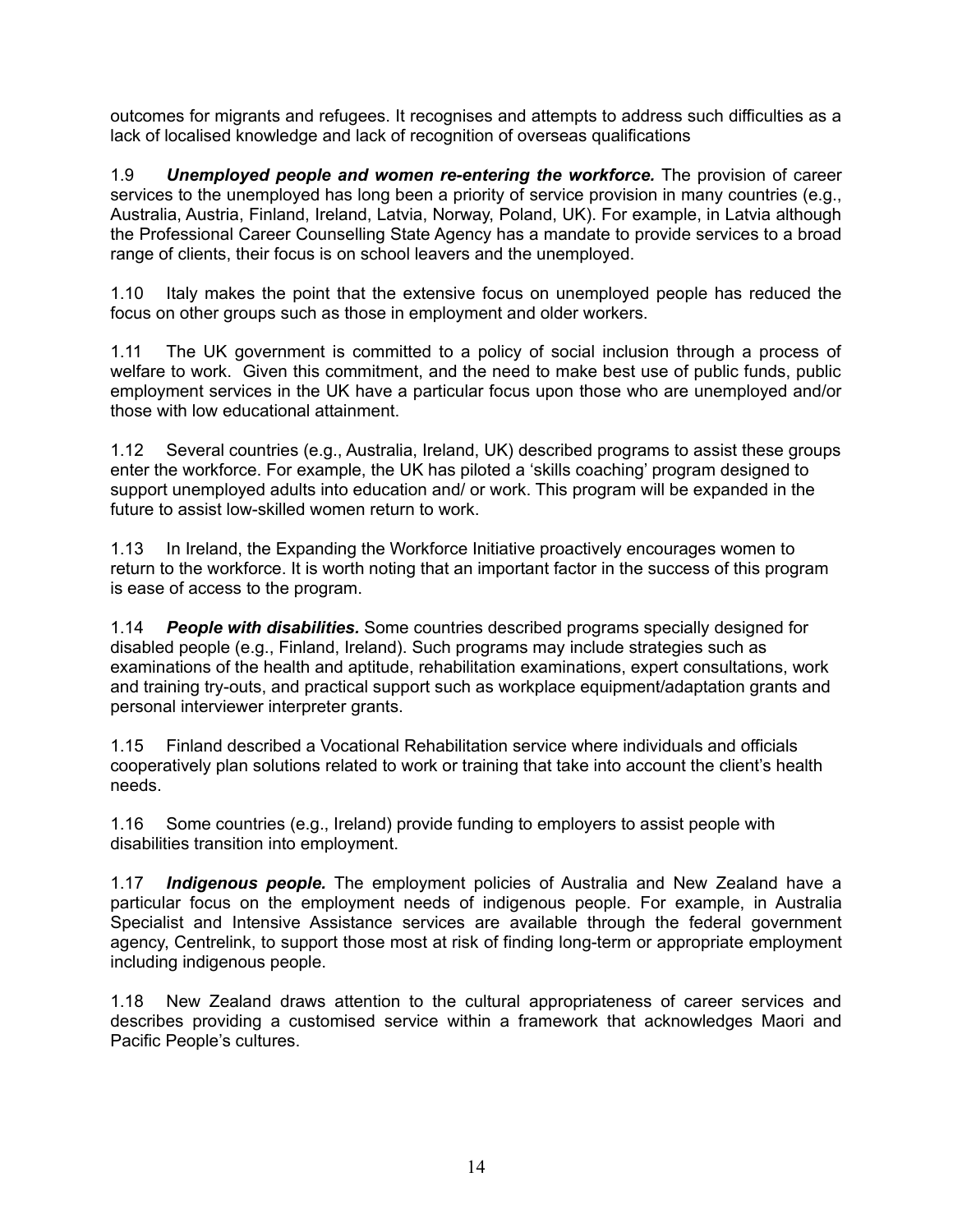outcomes for migrants and refugees. It recognises and attempts to address such difficulties as a lack of localised knowledge and lack of recognition of overseas qualifications

1.9 ***Unemployed people and women re-entering the workforce.*** The provision of career services to the unemployed has long been a priority of service provision in many countries (e.g., Australia, Austria, Finland, Ireland, Latvia, Norway, Poland, UK). For example, in Latvia although the Professional Career Counselling State Agency has a mandate to provide services to a broad range of clients, their focus is on school leavers and the unemployed.

1.10 Italy makes the point that the extensive focus on unemployed people has reduced the focus on other groups such as those in employment and older workers.

1.11 The UK government is committed to a policy of social inclusion through a process of welfare to work. Given this commitment, and the need to make best use of public funds, public employment services in the UK have a particular focus upon those who are unemployed and/or those with low educational attainment.

1.12 Several countries (e.g., Australia, Ireland, UK) described programs to assist these groups enter the workforce. For example, the UK has piloted a 'skills coaching' program designed to support unemployed adults into education and/ or work. This program will be expanded in the future to assist low-skilled women return to work.

1.13 In Ireland, the Expanding the Workforce Initiative proactively encourages women to return to the workforce. It is worth noting that an important factor in the success of this program is ease of access to the program.

1.14 ***People with disabilities.*** Some countries described programs specially designed for disabled people (e.g., Finland, Ireland). Such programs may include strategies such as examinations of the health and aptitude, rehabilitation examinations, expert consultations, work and training try-outs, and practical support such as workplace equipment/adaptation grants and personal interviewer interpreter grants.

1.15 Finland described a Vocational Rehabilitation service where individuals and officials cooperatively plan solutions related to work or training that take into account the client's health needs.

1.16 Some countries (e.g., Ireland) provide funding to employers to assist people with disabilities transition into employment.

1.17 ***Indigenous people.*** The employment policies of Australia and New Zealand have a particular focus on the employment needs of indigenous people. For example, in Australia Specialist and Intensive Assistance services are available through the federal government agency, Centrelink, to support those most at risk of finding long-term or appropriate employment including indigenous people.

1.18 New Zealand draws attention to the cultural appropriateness of career services and describes providing a customised service within a framework that acknowledges Maori and Pacific People's cultures.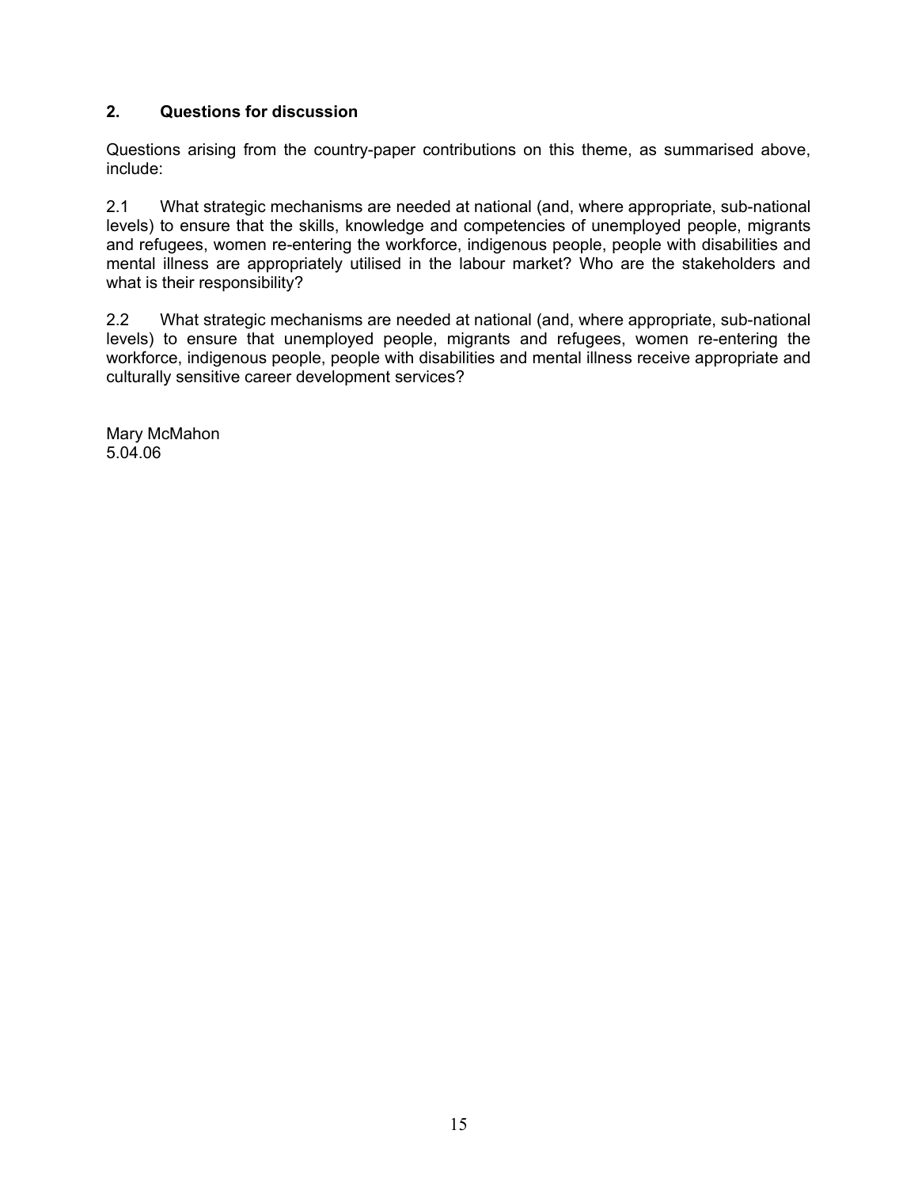## 2. Questions for discussion

Questions arising from the country-paper contributions on this theme, as summarised above, include:

2.1 What strategic mechanisms are needed at national (and, where appropriate, sub-national levels) to ensure that the skills, knowledge and competencies of unemployed people, migrants and refugees, women re-entering the workforce, indigenous people, people with disabilities and mental illness are appropriately utilised in the labour market? Who are the stakeholders and what is their responsibility?

2.2 What strategic mechanisms are needed at national (and, where appropriate, sub-national levels) to ensure that unemployed people, migrants and refugees, women re-entering the workforce, indigenous people, people with disabilities and mental illness receive appropriate and culturally sensitive career development services?

Mary McMahon
5.04.06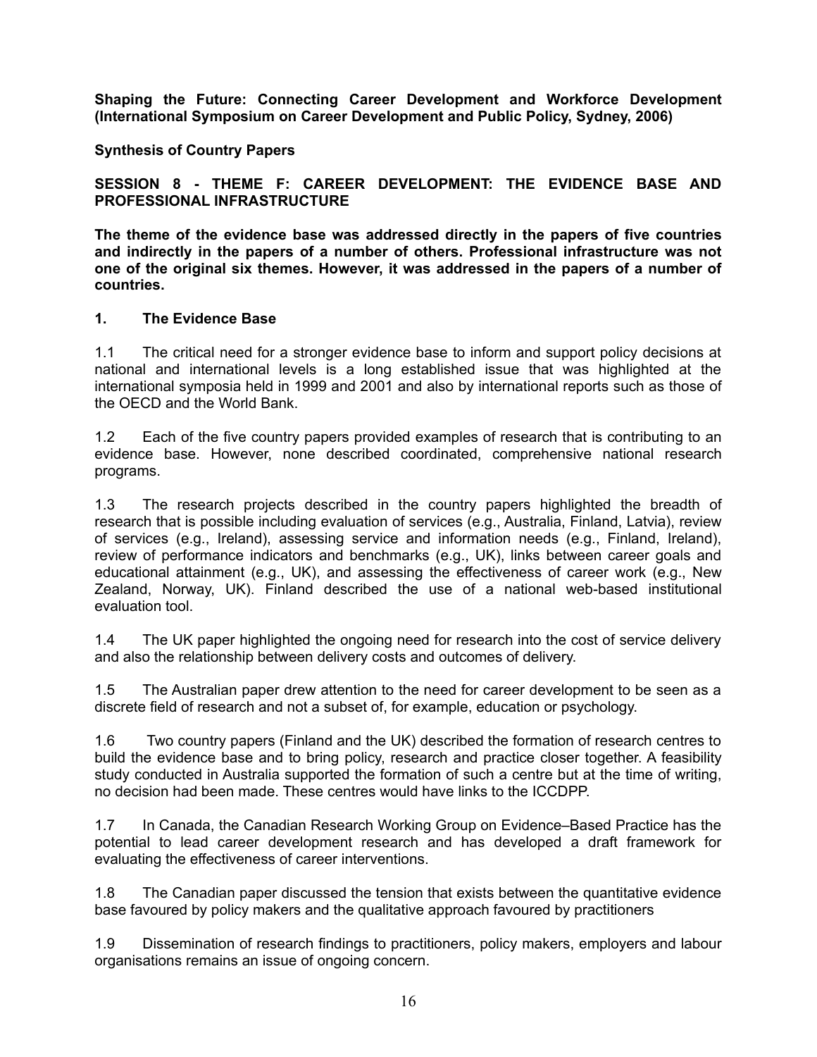**Shaping the Future: Connecting Career Development and Workforce Development (International Symposium on Career Development and Public Policy, Sydney, 2006)**

**Synthesis of Country Papers**

**SESSION 8 - THEME F: CAREER DEVELOPMENT: THE EVIDENCE BASE AND PROFESSIONAL INFRASTRUCTURE**

**The theme of the evidence base was addressed directly in the papers of five countries and indirectly in the papers of a number of others. Professional infrastructure was not one of the original six themes. However, it was addressed in the papers of a number of countries.**

## 1. The Evidence Base

1.1 The critical need for a stronger evidence base to inform and support policy decisions at national and international levels is a long established issue that was highlighted at the international symposia held in 1999 and 2001 and also by international reports such as those of the OECD and the World Bank.

1.2 Each of the five country papers provided examples of research that is contributing to an evidence base. However, none described coordinated, comprehensive national research programs.

1.3 The research projects described in the country papers highlighted the breadth of research that is possible including evaluation of services (e.g., Australia, Finland, Latvia), review of services (e.g., Ireland), assessing service and information needs (e.g., Finland, Ireland), review of performance indicators and benchmarks (e.g., UK), links between career goals and educational attainment (e.g., UK), and assessing the effectiveness of career work (e.g., New Zealand, Norway, UK). Finland described the use of a national web-based institutional evaluation tool.

1.4 The UK paper highlighted the ongoing need for research into the cost of service delivery and also the relationship between delivery costs and outcomes of delivery.

1.5 The Australian paper drew attention to the need for career development to be seen as a discrete field of research and not a subset of, for example, education or psychology.

1.6 Two country papers (Finland and the UK) described the formation of research centres to build the evidence base and to bring policy, research and practice closer together. A feasibility study conducted in Australia supported the formation of such a centre but at the time of writing, no decision had been made. These centres would have links to the ICCDPP.

1.7 In Canada, the Canadian Research Working Group on Evidence–Based Practice has the potential to lead career development research and has developed a draft framework for evaluating the effectiveness of career interventions.

1.8 The Canadian paper discussed the tension that exists between the quantitative evidence base favoured by policy makers and the qualitative approach favoured by practitioners

1.9 Dissemination of research findings to practitioners, policy makers, employers and labour organisations remains an issue of ongoing concern.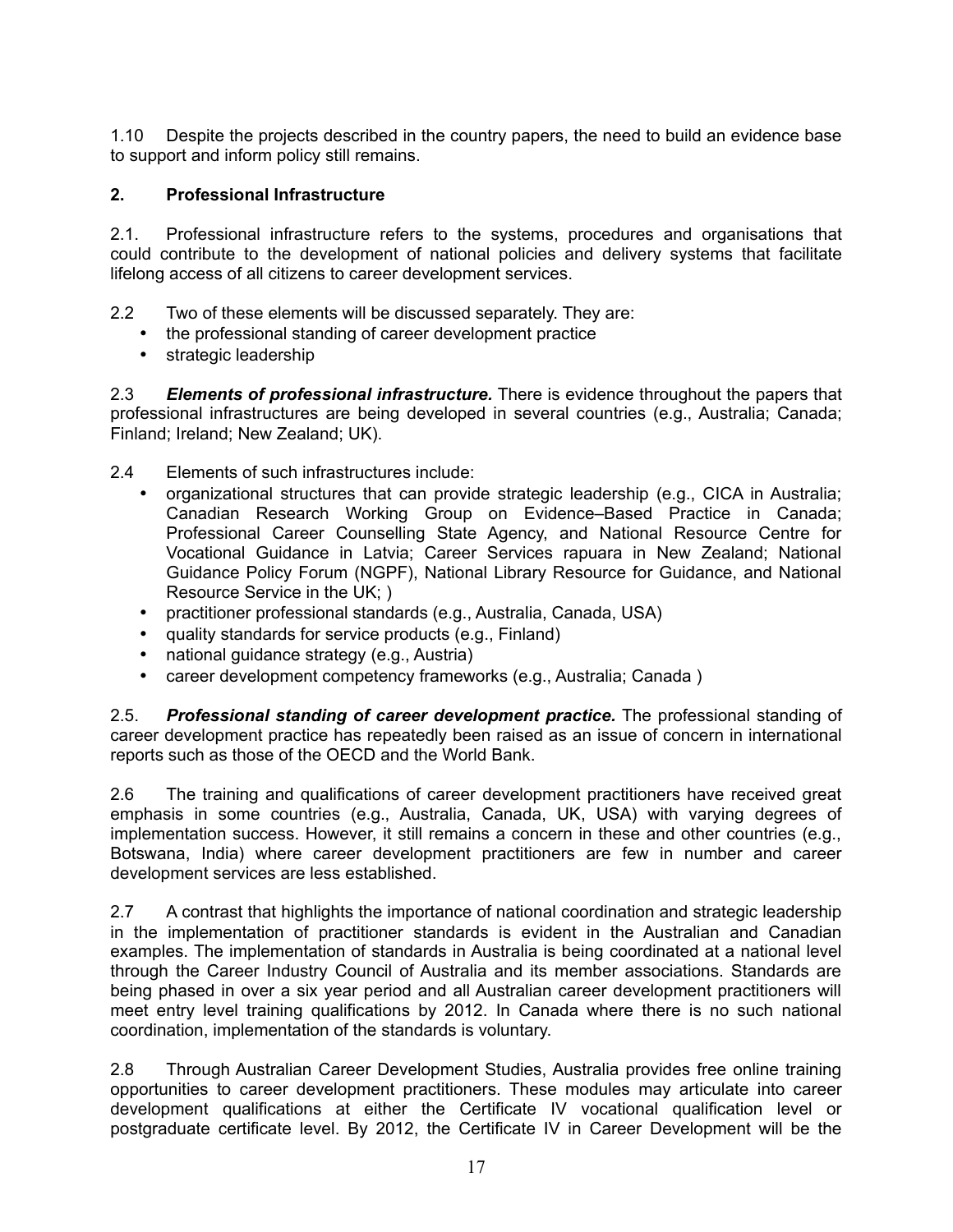1.10 Despite the projects described in the country papers, the need to build an evidence base to support and inform policy still remains.

## 2. Professional Infrastructure

2.1. Professional infrastructure refers to the systems, procedures and organisations that could contribute to the development of national policies and delivery systems that facilitate lifelong access of all citizens to career development services.

2.2 Two of these elements will be discussed separately. They are:

- the professional standing of career development practice
- strategic leadership

2.3 ***Elements of professional infrastructure.*** There is evidence throughout the papers that professional infrastructures are being developed in several countries (e.g., Australia; Canada; Finland; Ireland; New Zealand; UK).

2.4 Elements of such infrastructures include:

- organizational structures that can provide strategic leadership (e.g., CICA in Australia; Canadian Research Working Group on Evidence–Based Practice in Canada; Professional Career Counselling State Agency, and National Resource Centre for Vocational Guidance in Latvia; Career Services rapuara in New Zealand; National Guidance Policy Forum (NGPF), National Library Resource for Guidance, and National Resource Service in the UK; )
- practitioner professional standards (e.g., Australia, Canada, USA)
- quality standards for service products (e.g., Finland)
- national guidance strategy (e.g., Austria)
- career development competency frameworks (e.g., Australia; Canada )

2.5. ***Professional standing of career development practice.*** The professional standing of career development practice has repeatedly been raised as an issue of concern in international reports such as those of the OECD and the World Bank.

2.6 The training and qualifications of career development practitioners have received great emphasis in some countries (e.g., Australia, Canada, UK, USA) with varying degrees of implementation success. However, it still remains a concern in these and other countries (e.g., Botswana, India) where career development practitioners are few in number and career development services are less established.

2.7 A contrast that highlights the importance of national coordination and strategic leadership in the implementation of practitioner standards is evident in the Australian and Canadian examples. The implementation of standards in Australia is being coordinated at a national level through the Career Industry Council of Australia and its member associations. Standards are being phased in over a six year period and all Australian career development practitioners will meet entry level training qualifications by 2012. In Canada where there is no such national coordination, implementation of the standards is voluntary.

2.8 Through Australian Career Development Studies, Australia provides free online training opportunities to career development practitioners. These modules may articulate into career development qualifications at either the Certificate IV vocational qualification level or postgraduate certificate level. By 2012, the Certificate IV in Career Development will be the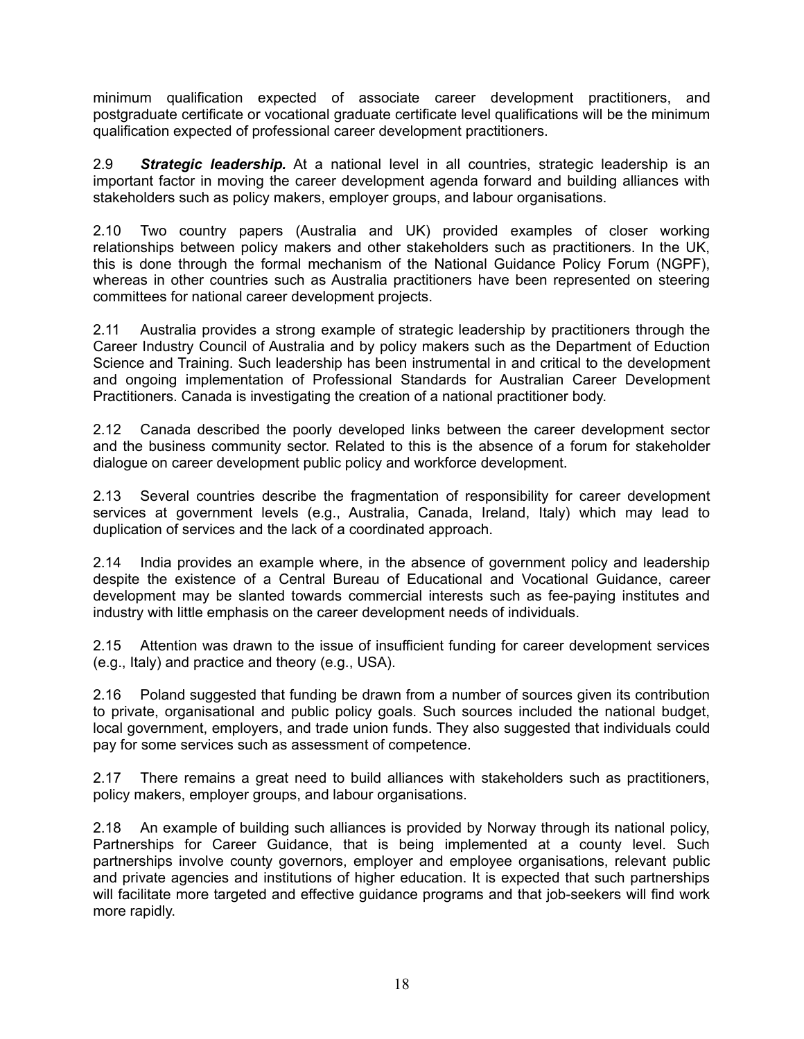minimum qualification expected of associate career development practitioners, and postgraduate certificate or vocational graduate certificate level qualifications will be the minimum qualification expected of professional career development practitioners.

2.9 ***Strategic leadership.*** At a national level in all countries, strategic leadership is an important factor in moving the career development agenda forward and building alliances with stakeholders such as policy makers, employer groups, and labour organisations.

2.10 Two country papers (Australia and UK) provided examples of closer working relationships between policy makers and other stakeholders such as practitioners. In the UK, this is done through the formal mechanism of the National Guidance Policy Forum (NGPF), whereas in other countries such as Australia practitioners have been represented on steering committees for national career development projects.

2.11 Australia provides a strong example of strategic leadership by practitioners through the Career Industry Council of Australia and by policy makers such as the Department of Eduction Science and Training. Such leadership has been instrumental in and critical to the development and ongoing implementation of Professional Standards for Australian Career Development Practitioners. Canada is investigating the creation of a national practitioner body.

2.12 Canada described the poorly developed links between the career development sector and the business community sector. Related to this is the absence of a forum for stakeholder dialogue on career development public policy and workforce development.

2.13 Several countries describe the fragmentation of responsibility for career development services at government levels (e.g., Australia, Canada, Ireland, Italy) which may lead to duplication of services and the lack of a coordinated approach.

2.14 India provides an example where, in the absence of government policy and leadership despite the existence of a Central Bureau of Educational and Vocational Guidance, career development may be slanted towards commercial interests such as fee-paying institutes and industry with little emphasis on the career development needs of individuals.

2.15 Attention was drawn to the issue of insufficient funding for career development services (e.g., Italy) and practice and theory (e.g., USA).

2.16 Poland suggested that funding be drawn from a number of sources given its contribution to private, organisational and public policy goals. Such sources included the national budget, local government, employers, and trade union funds. They also suggested that individuals could pay for some services such as assessment of competence.

2.17 There remains a great need to build alliances with stakeholders such as practitioners, policy makers, employer groups, and labour organisations.

2.18 An example of building such alliances is provided by Norway through its national policy, Partnerships for Career Guidance, that is being implemented at a county level. Such partnerships involve county governors, employer and employee organisations, relevant public and private agencies and institutions of higher education. It is expected that such partnerships will facilitate more targeted and effective guidance programs and that job-seekers will find work more rapidly.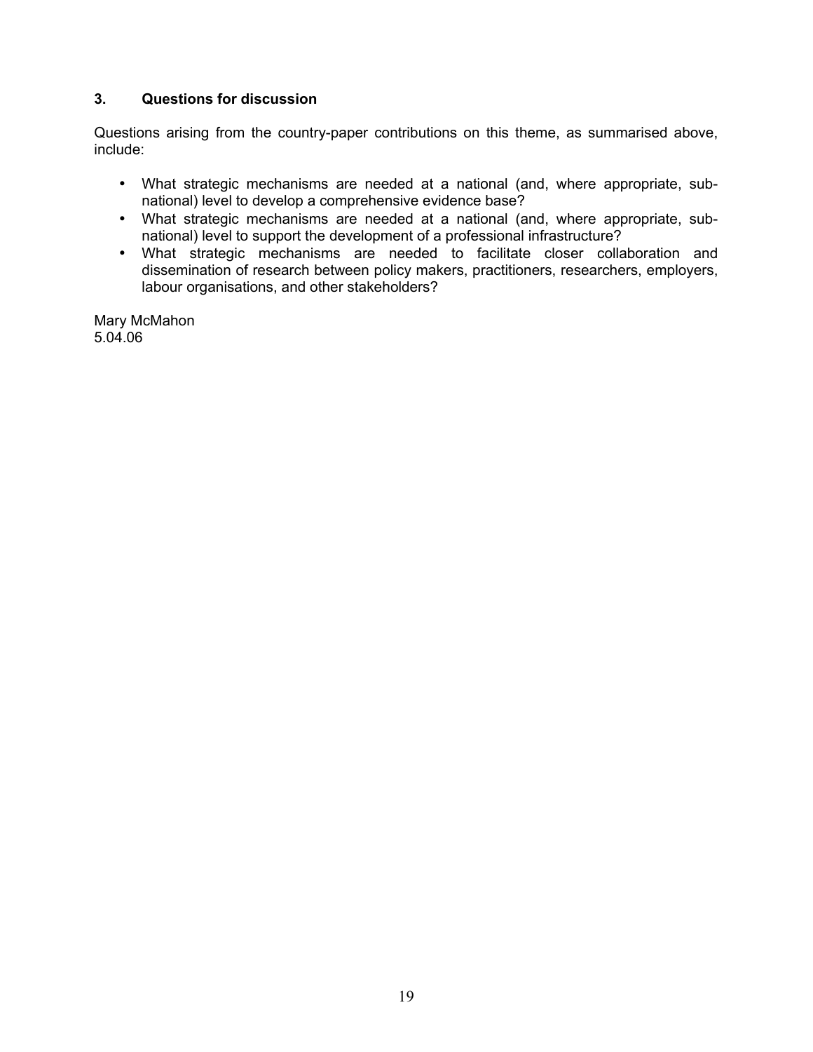### 3. Questions for discussion

Questions arising from the country-paper contributions on this theme, as summarised above, include:

- What strategic mechanisms are needed at a national (and, where appropriate, sub-national) level to develop a comprehensive evidence base?
- What strategic mechanisms are needed at a national (and, where appropriate, sub-national) level to support the development of a professional infrastructure?
- What strategic mechanisms are needed to facilitate closer collaboration and dissemination of research between policy makers, practitioners, researchers, employers, labour organisations, and other stakeholders?

Mary McMahon
5.04.06